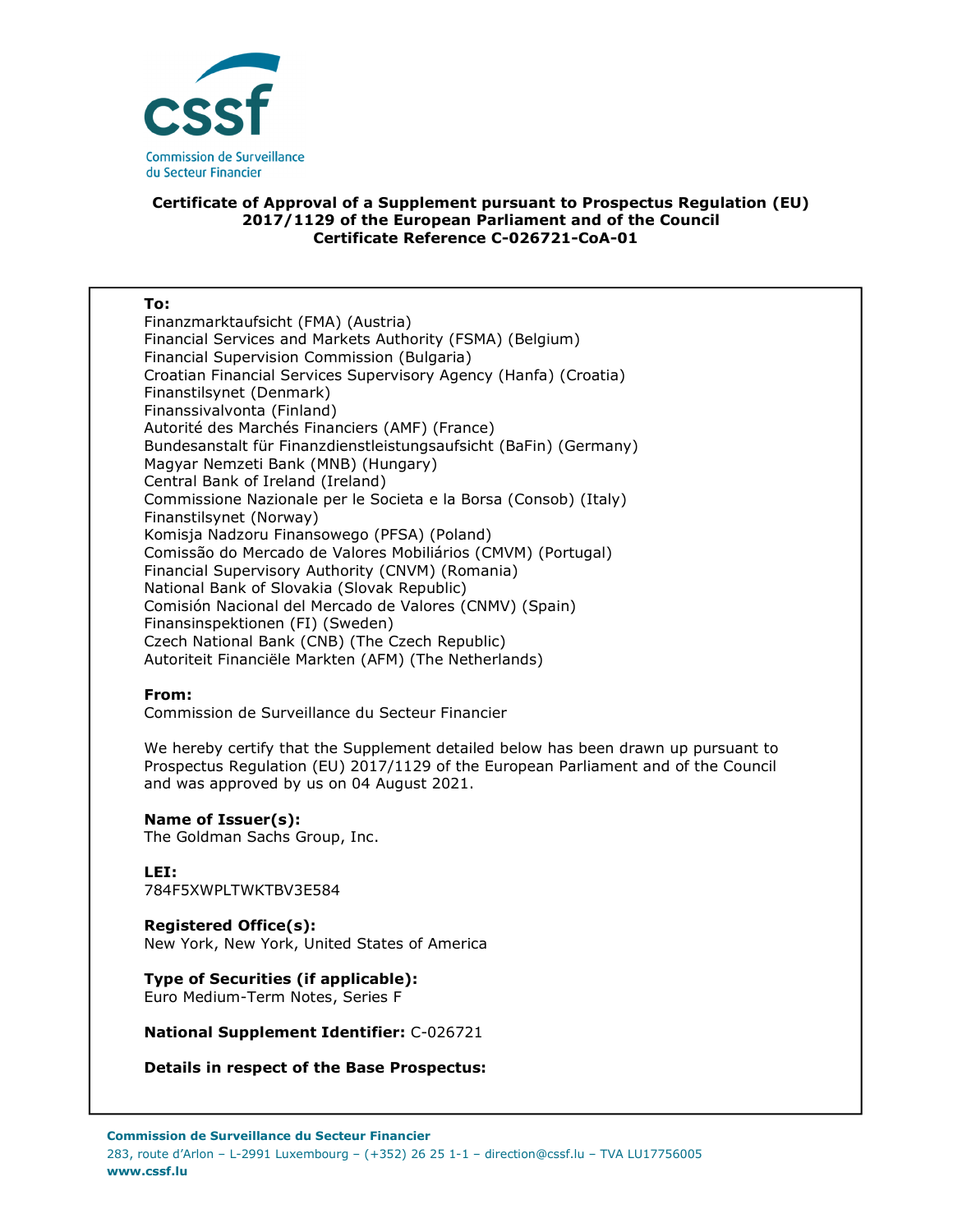cssf

Commission de Surveillance du Secteur Financier

**Certificate of Approval of a Supplement pursuant to Prospectus Regulation (EU) 2017/1129 of the European Parliament and of the Council**
**Certificate Reference C-026721-CoA-01**

**To:**
Finanzmarktaufsicht (FMA) (Austria)
Financial Services and Markets Authority (FSMA) (Belgium)
Financial Supervision Commission (Bulgaria)
Croatian Financial Services Supervisory Agency (Hanfa) (Croatia)
Finanstilsynet (Denmark)
Finanssivalvonta (Finland)
Autorité des Marchés Financiers (AMF) (France)
Bundesanstalt für Finanzdienstleistungsaufsicht (BaFin) (Germany)
Magyar Nemzeti Bank (MNB) (Hungary)
Central Bank of Ireland (Ireland)
Commissione Nazionale per le Societa e la Borsa (Consob) (Italy)
Finanstilsynet (Norway)
Komisja Nadzoru Finansowego (PFSA) (Poland)
Comissão do Mercado de Valores Mobiliários (CMVM) (Portugal)
Financial Supervisory Authority (CNVM) (Romania)
National Bank of Slovakia (Slovak Republic)
Comisión Nacional del Mercado de Valores (CNMV) (Spain)
Finansinspektionen (FI) (Sweden)
Czech National Bank (CNB) (The Czech Republic)
Autoriteit Financiële Markten (AFM) (The Netherlands)

**From:**
Commission de Surveillance du Secteur Financier

We hereby certify that the Supplement detailed below has been drawn up pursuant to Prospectus Regulation (EU) 2017/1129 of the European Parliament and of the Council and was approved by us on 04 August 2021.

**Name of Issuer(s):**
The Goldman Sachs Group, Inc.

**LEI:**
784F5XWPLTWKTBV3E584

**Registered Office(s):**
New York, New York, United States of America

**Type of Securities (if applicable):**
Euro Medium-Term Notes, Series F

**National Supplement Identifier:** C-026721

**Details in respect of the Base Prospectus:**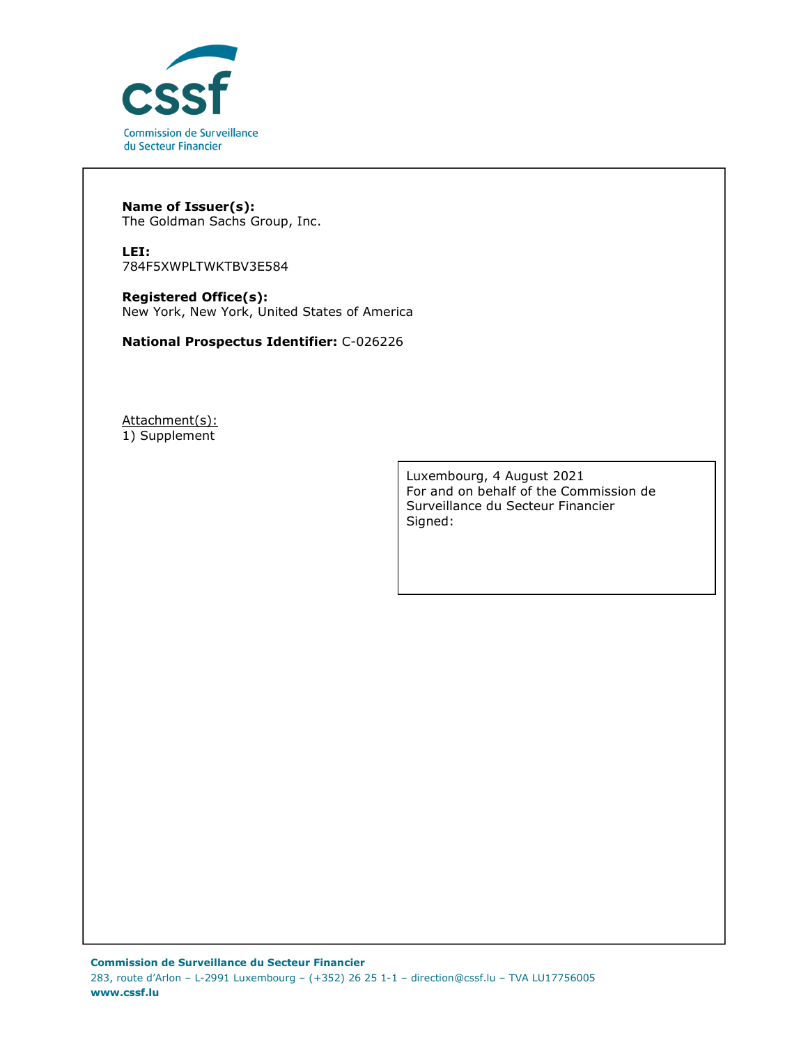**Commission de Surveillance du Secteur Financier**

**Name of Issuer(s):**
The Goldman Sachs Group, Inc.

**LEI:**
784F5XWPLTWKTBV3E584

**Registered Office(s):**
New York, New York, United States of America

**National Prospectus Identifier:** C-026226

Attachment(s):
1) Supplement

Luxembourg, 4 August 2021
For and on behalf of the Commission de Surveillance du Secteur Financier
Signed:

**Commission de Surveillance du Secteur Financier**
283, route d'Arlon – L-2991 Luxembourg – (+352) 26 25 1-1 – direction@cssf.lu – TVA LU17756005
**www.cssf.lu**